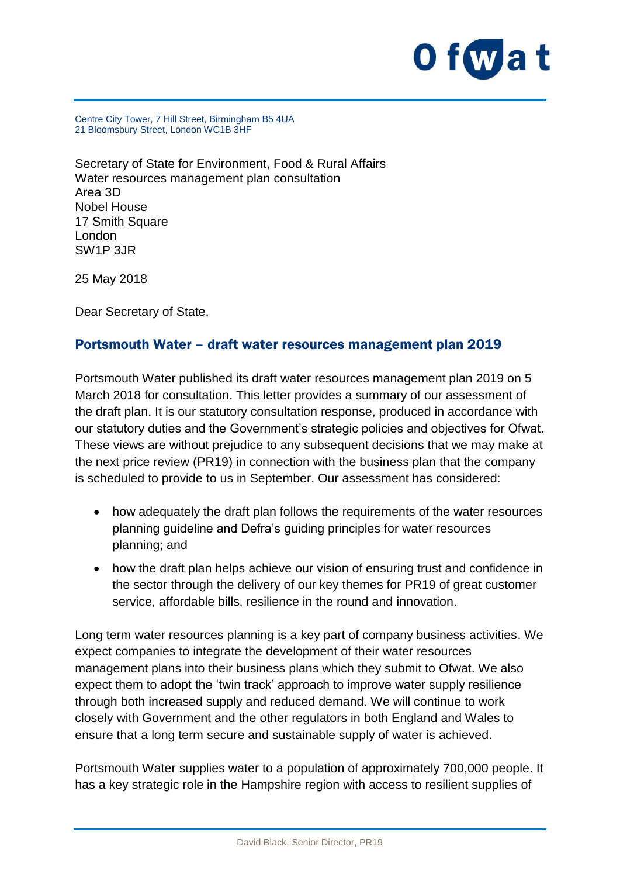Centre City Tower, 7 Hill Street, Birmingham B5 4UA
21 Bloomsbury Street, London WC1B 3HF

Secretary of State for Environment, Food & Rural Affairs
Water resources management plan consultation
Area 3D
Nobel House
17 Smith Square
London
SW1P 3JR

25 May 2018

Dear Secretary of State,

## Portsmouth Water – draft water resources management plan 2019

Portsmouth Water published its draft water resources management plan 2019 on 5 March 2018 for consultation. This letter provides a summary of our assessment of the draft plan. It is our statutory consultation response, produced in accordance with our statutory duties and the Government's strategic policies and objectives for Ofwat. These views are without prejudice to any subsequent decisions that we may make at the next price review (PR19) in connection with the business plan that the company is scheduled to provide to us in September. Our assessment has considered:

- how adequately the draft plan follows the requirements of the water resources planning guideline and Defra's guiding principles for water resources planning; and
- how the draft plan helps achieve our vision of ensuring trust and confidence in the sector through the delivery of our key themes for PR19 of great customer service, affordable bills, resilience in the round and innovation.

Long term water resources planning is a key part of company business activities. We expect companies to integrate the development of their water resources management plans into their business plans which they submit to Ofwat. We also expect them to adopt the 'twin track' approach to improve water supply resilience through both increased supply and reduced demand. We will continue to work closely with Government and the other regulators in both England and Wales to ensure that a long term secure and sustainable supply of water is achieved.

Portsmouth Water supplies water to a population of approximately 700,000 people. It has a key strategic role in the Hampshire region with access to resilient supplies of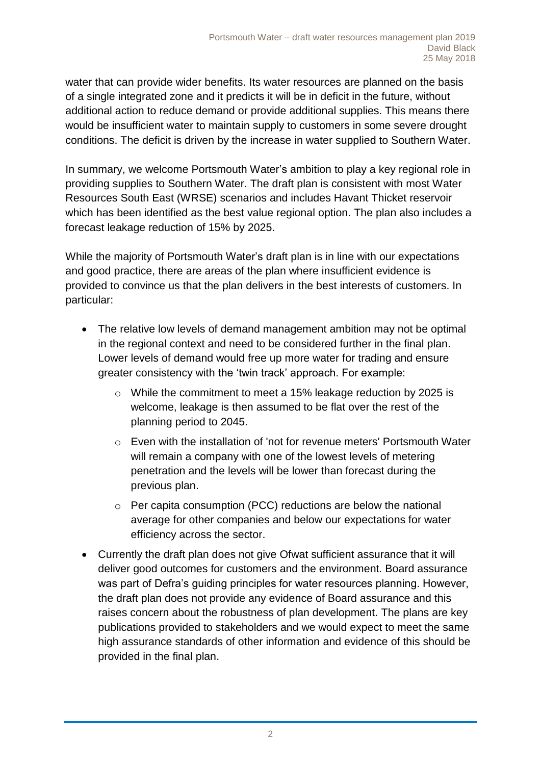water that can provide wider benefits. Its water resources are planned on the basis of a single integrated zone and it predicts it will be in deficit in the future, without additional action to reduce demand or provide additional supplies. This means there would be insufficient water to maintain supply to customers in some severe drought conditions. The deficit is driven by the increase in water supplied to Southern Water.

In summary, we welcome Portsmouth Water's ambition to play a key regional role in providing supplies to Southern Water. The draft plan is consistent with most Water Resources South East (WRSE) scenarios and includes Havant Thicket reservoir which has been identified as the best value regional option. The plan also includes a forecast leakage reduction of 15% by 2025.

While the majority of Portsmouth Water's draft plan is in line with our expectations and good practice, there are areas of the plan where insufficient evidence is provided to convince us that the plan delivers in the best interests of customers. In particular:

- The relative low levels of demand management ambition may not be optimal in the regional context and need to be considered further in the final plan. Lower levels of demand would free up more water for trading and ensure greater consistency with the 'twin track' approach. For example:
  - While the commitment to meet a 15% leakage reduction by 2025 is welcome, leakage is then assumed to be flat over the rest of the planning period to 2045.
  - Even with the installation of 'not for revenue meters' Portsmouth Water will remain a company with one of the lowest levels of metering penetration and the levels will be lower than forecast during the previous plan.
  - Per capita consumption (PCC) reductions are below the national average for other companies and below our expectations for water efficiency across the sector.
- Currently the draft plan does not give Ofwat sufficient assurance that it will deliver good outcomes for customers and the environment. Board assurance was part of Defra's guiding principles for water resources planning. However, the draft plan does not provide any evidence of Board assurance and this raises concern about the robustness of plan development. The plans are key publications provided to stakeholders and we would expect to meet the same high assurance standards of other information and evidence of this should be provided in the final plan.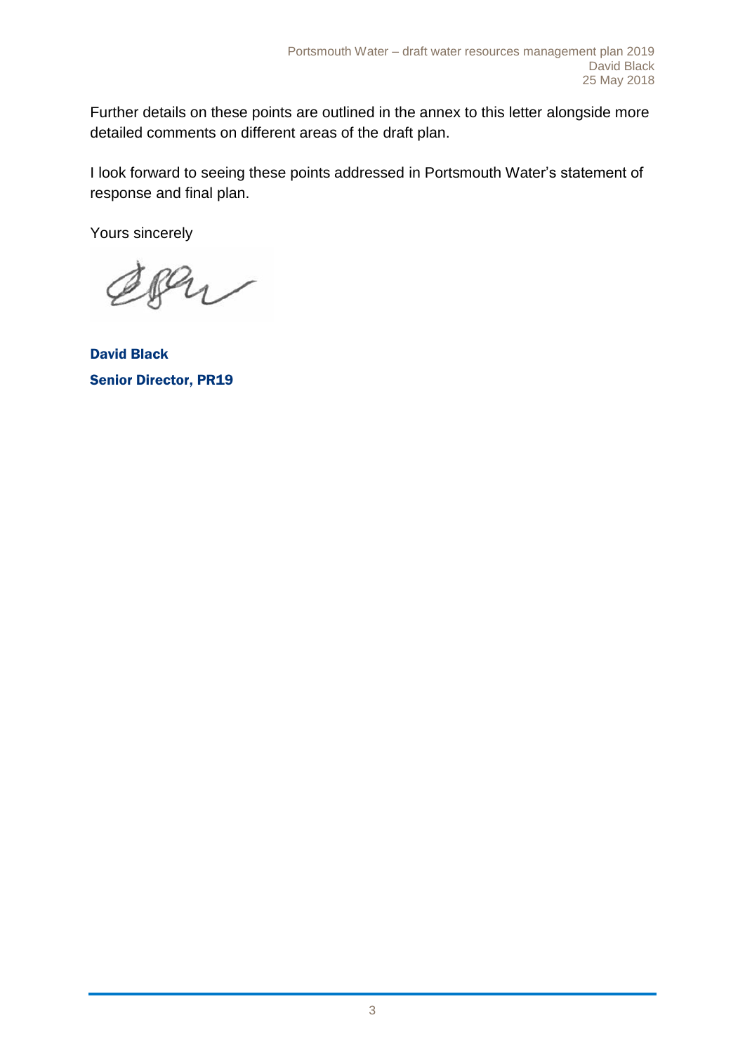Further details on these points are outlined in the annex to this letter alongside more detailed comments on different areas of the draft plan.

I look forward to seeing these points addressed in Portsmouth Water's statement of response and final plan.

Yours sincerely

**David Black**
**Senior Director, PR19**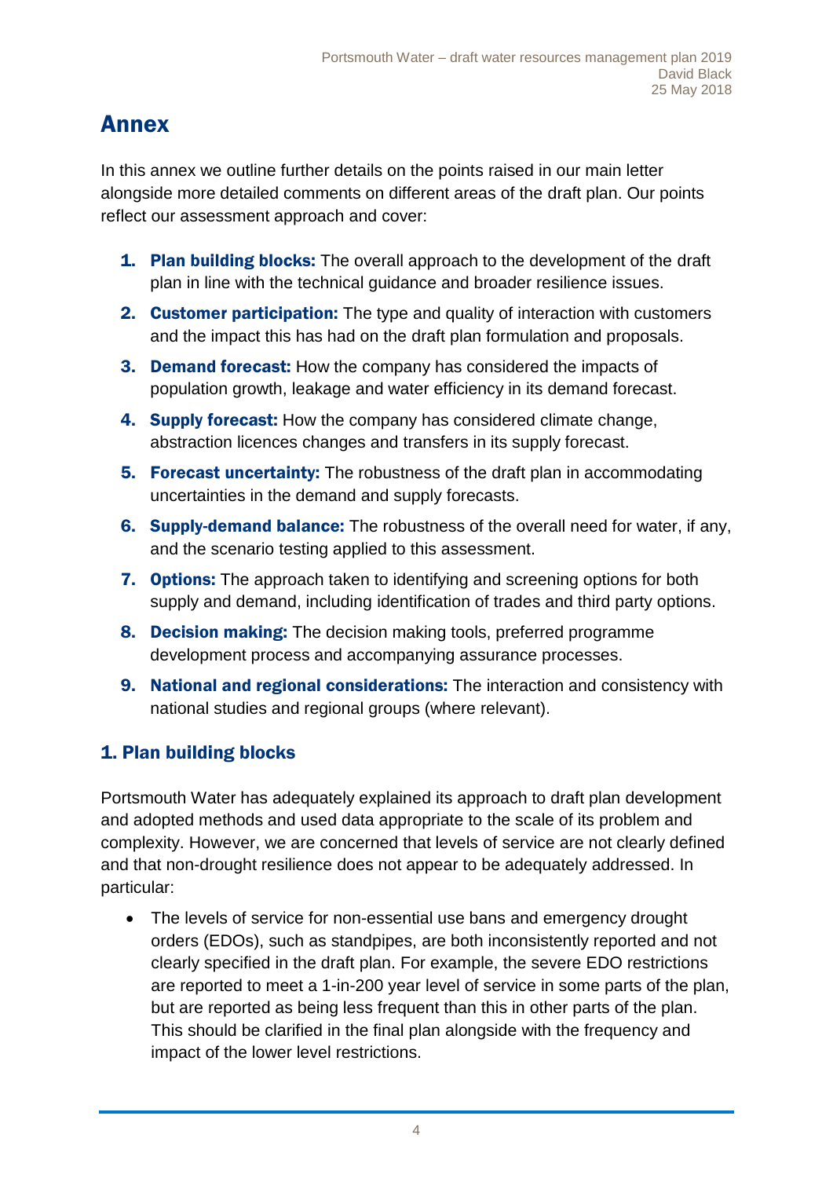# Annex

In this annex we outline further details on the points raised in our main letter alongside more detailed comments on different areas of the draft plan. Our points reflect our assessment approach and cover:

1. **Plan building blocks:** The overall approach to the development of the draft plan in line with the technical guidance and broader resilience issues.
2. **Customer participation:** The type and quality of interaction with customers and the impact this has had on the draft plan formulation and proposals.
3. **Demand forecast:** How the company has considered the impacts of population growth, leakage and water efficiency in its demand forecast.
4. **Supply forecast:** How the company has considered climate change, abstraction licences changes and transfers in its supply forecast.
5. **Forecast uncertainty:** The robustness of the draft plan in accommodating uncertainties in the demand and supply forecasts.
6. **Supply-demand balance:** The robustness of the overall need for water, if any, and the scenario testing applied to this assessment.
7. **Options:** The approach taken to identifying and screening options for both supply and demand, including identification of trades and third party options.
8. **Decision making:** The decision making tools, preferred programme development process and accompanying assurance processes.
9. **National and regional considerations:** The interaction and consistency with national studies and regional groups (where relevant).

## 1. Plan building blocks

Portsmouth Water has adequately explained its approach to draft plan development and adopted methods and used data appropriate to the scale of its problem and complexity. However, we are concerned that levels of service are not clearly defined and that non-drought resilience does not appear to be adequately addressed. In particular:

- The levels of service for non-essential use bans and emergency drought orders (EDOs), such as standpipes, are both inconsistently reported and not clearly specified in the draft plan. For example, the severe EDO restrictions are reported to meet a 1-in-200 year level of service in some parts of the plan, but are reported as being less frequent than this in other parts of the plan. This should be clarified in the final plan alongside with the frequency and impact of the lower level restrictions.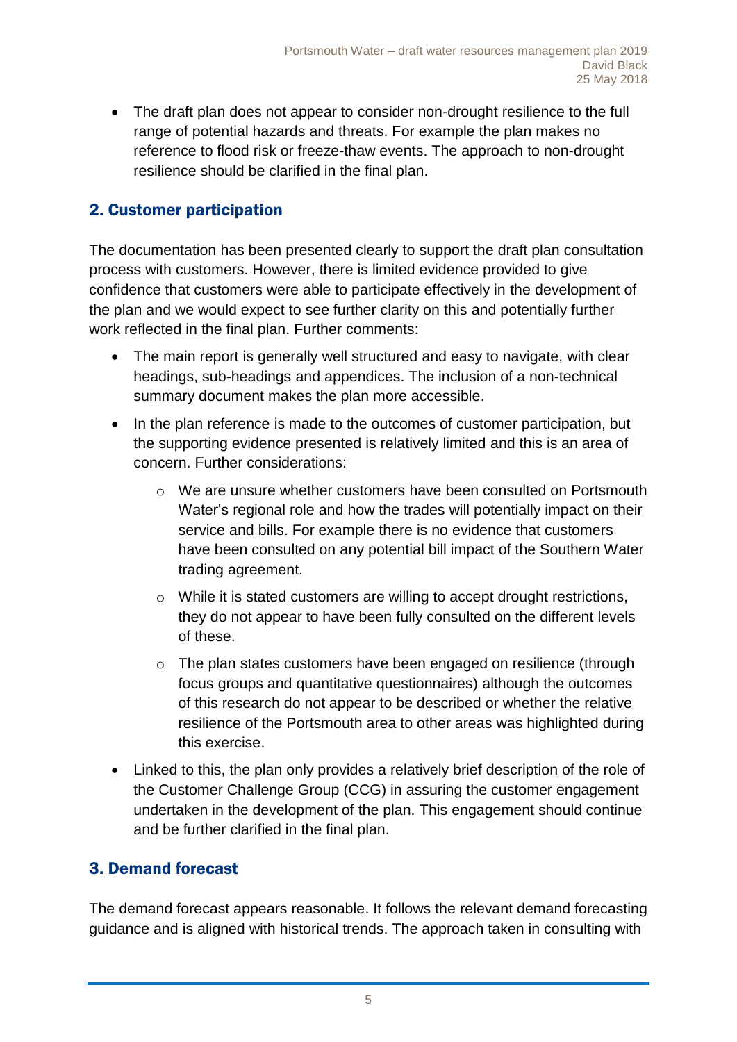- The draft plan does not appear to consider non-drought resilience to the full range of potential hazards and threats. For example the plan makes no reference to flood risk or freeze-thaw events. The approach to non-drought resilience should be clarified in the final plan.

## 2. Customer participation

The documentation has been presented clearly to support the draft plan consultation process with customers. However, there is limited evidence provided to give confidence that customers were able to participate effectively in the development of the plan and we would expect to see further clarity on this and potentially further work reflected in the final plan. Further comments:

- The main report is generally well structured and easy to navigate, with clear headings, sub-headings and appendices. The inclusion of a non-technical summary document makes the plan more accessible.
- In the plan reference is made to the outcomes of customer participation, but the supporting evidence presented is relatively limited and this is an area of concern. Further considerations:
    - We are unsure whether customers have been consulted on Portsmouth Water's regional role and how the trades will potentially impact on their service and bills. For example there is no evidence that customers have been consulted on any potential bill impact of the Southern Water trading agreement.
    - While it is stated customers are willing to accept drought restrictions, they do not appear to have been fully consulted on the different levels of these.
    - The plan states customers have been engaged on resilience (through focus groups and quantitative questionnaires) although the outcomes of this research do not appear to be described or whether the relative resilience of the Portsmouth area to other areas was highlighted during this exercise.
- Linked to this, the plan only provides a relatively brief description of the role of the Customer Challenge Group (CCG) in assuring the customer engagement undertaken in the development of the plan. This engagement should continue and be further clarified in the final plan.

## 3. Demand forecast

The demand forecast appears reasonable. It follows the relevant demand forecasting guidance and is aligned with historical trends. The approach taken in consulting with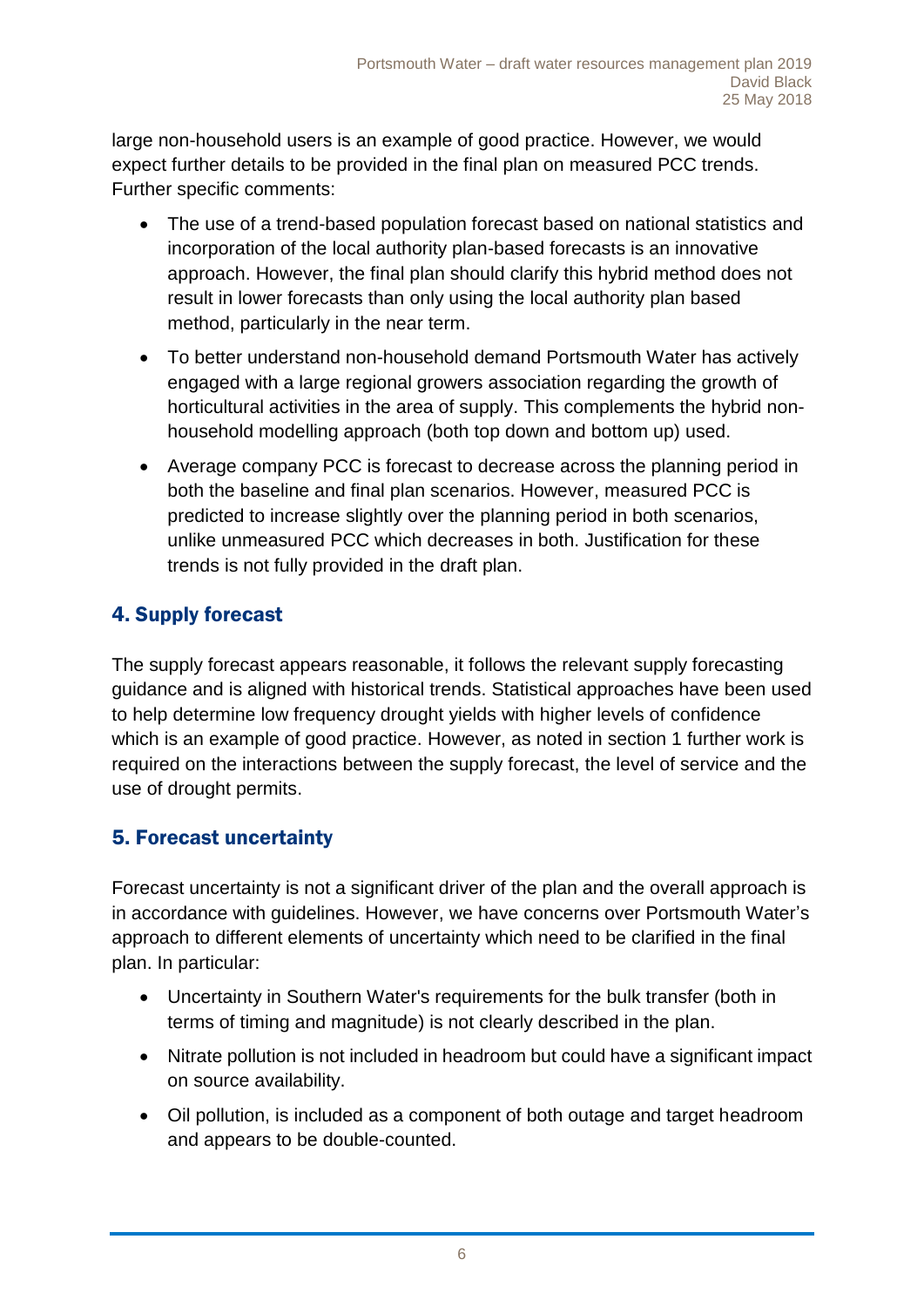large non-household users is an example of good practice. However, we would expect further details to be provided in the final plan on measured PCC trends. Further specific comments:

- The use of a trend-based population forecast based on national statistics and incorporation of the local authority plan-based forecasts is an innovative approach. However, the final plan should clarify this hybrid method does not result in lower forecasts than only using the local authority plan based method, particularly in the near term.
- To better understand non-household demand Portsmouth Water has actively engaged with a large regional growers association regarding the growth of horticultural activities in the area of supply. This complements the hybrid non-household modelling approach (both top down and bottom up) used.
- Average company PCC is forecast to decrease across the planning period in both the baseline and final plan scenarios. However, measured PCC is predicted to increase slightly over the planning period in both scenarios, unlike unmeasured PCC which decreases in both. Justification for these trends is not fully provided in the draft plan.

## 4. Supply forecast

The supply forecast appears reasonable, it follows the relevant supply forecasting guidance and is aligned with historical trends. Statistical approaches have been used to help determine low frequency drought yields with higher levels of confidence which is an example of good practice. However, as noted in section 1 further work is required on the interactions between the supply forecast, the level of service and the use of drought permits.

## 5. Forecast uncertainty

Forecast uncertainty is not a significant driver of the plan and the overall approach is in accordance with guidelines. However, we have concerns over Portsmouth Water's approach to different elements of uncertainty which need to be clarified in the final plan. In particular:

- Uncertainty in Southern Water's requirements for the bulk transfer (both in terms of timing and magnitude) is not clearly described in the plan.
- Nitrate pollution is not included in headroom but could have a significant impact on source availability.
- Oil pollution, is included as a component of both outage and target headroom and appears to be double-counted.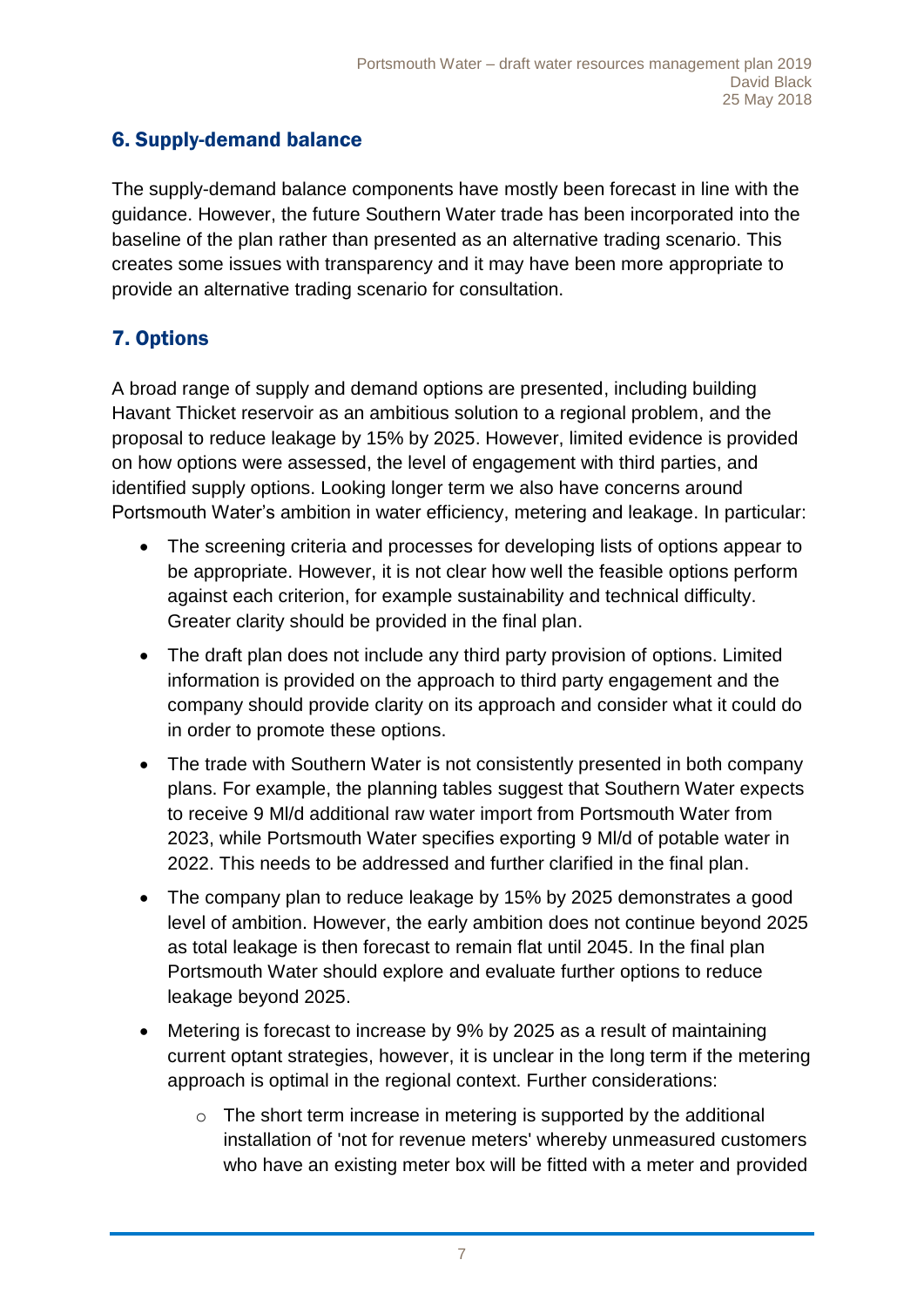## 6. Supply-demand balance

The supply-demand balance components have mostly been forecast in line with the guidance. However, the future Southern Water trade has been incorporated into the baseline of the plan rather than presented as an alternative trading scenario. This creates some issues with transparency and it may have been more appropriate to provide an alternative trading scenario for consultation.

## 7. Options

A broad range of supply and demand options are presented, including building Havant Thicket reservoir as an ambitious solution to a regional problem, and the proposal to reduce leakage by 15% by 2025. However, limited evidence is provided on how options were assessed, the level of engagement with third parties, and identified supply options. Looking longer term we also have concerns around Portsmouth Water's ambition in water efficiency, metering and leakage. In particular:

- The screening criteria and processes for developing lists of options appear to be appropriate. However, it is not clear how well the feasible options perform against each criterion, for example sustainability and technical difficulty. Greater clarity should be provided in the final plan.
- The draft plan does not include any third party provision of options. Limited information is provided on the approach to third party engagement and the company should provide clarity on its approach and consider what it could do in order to promote these options.
- The trade with Southern Water is not consistently presented in both company plans. For example, the planning tables suggest that Southern Water expects to receive 9 Ml/d additional raw water import from Portsmouth Water from 2023, while Portsmouth Water specifies exporting 9 Ml/d of potable water in 2022. This needs to be addressed and further clarified in the final plan.
- The company plan to reduce leakage by 15% by 2025 demonstrates a good level of ambition. However, the early ambition does not continue beyond 2025 as total leakage is then forecast to remain flat until 2045. In the final plan Portsmouth Water should explore and evaluate further options to reduce leakage beyond 2025.
- Metering is forecast to increase by 9% by 2025 as a result of maintaining current optant strategies, however, it is unclear in the long term if the metering approach is optimal in the regional context. Further considerations:
  - The short term increase in metering is supported by the additional installation of 'not for revenue meters' whereby unmeasured customers who have an existing meter box will be fitted with a meter and provided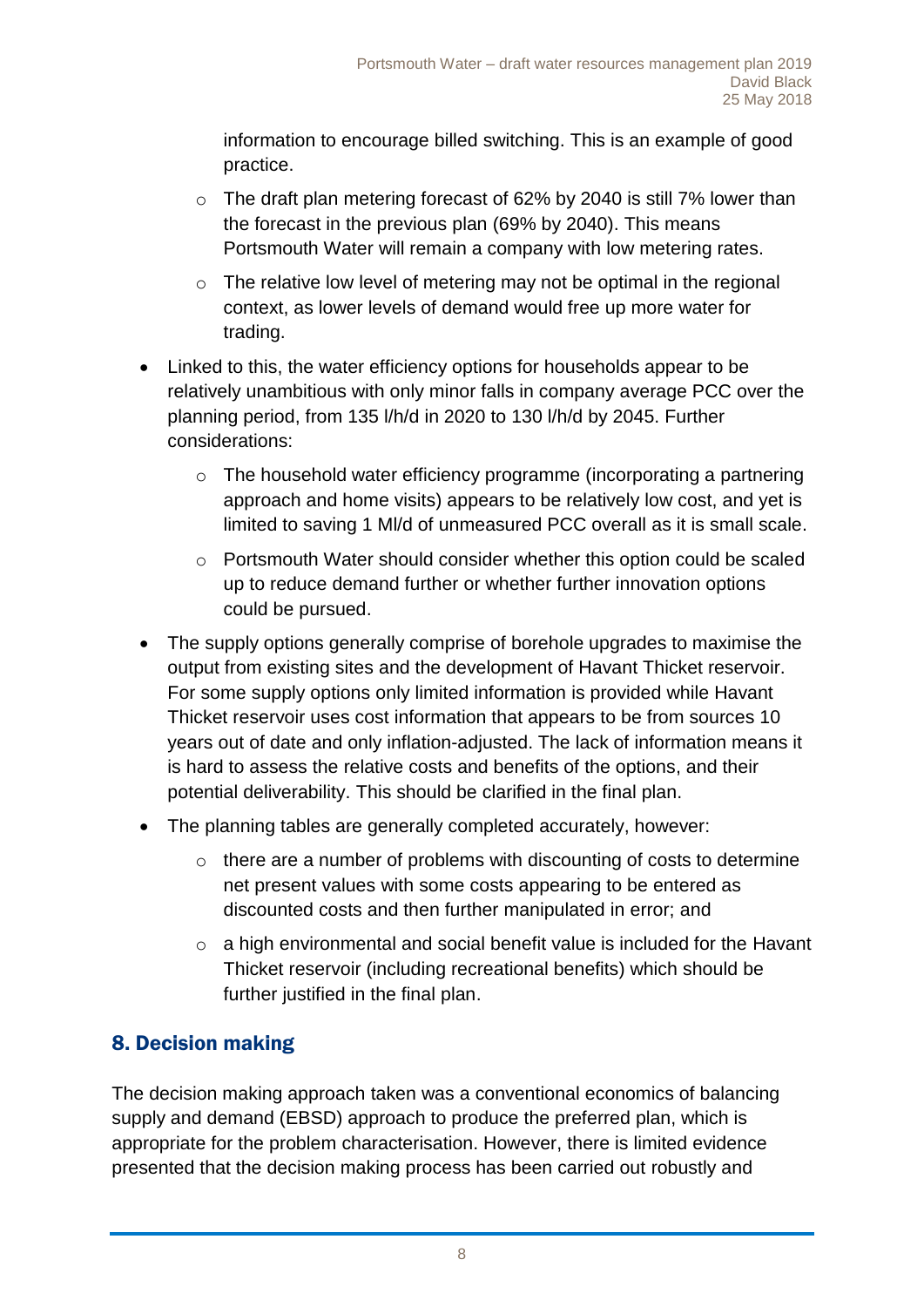information to encourage billed switching. This is an example of good practice.

  - The draft plan metering forecast of 62% by 2040 is still 7% lower than the forecast in the previous plan (69% by 2040). This means Portsmouth Water will remain a company with low metering rates.
  - The relative low level of metering may not be optimal in the regional context, as lower levels of demand would free up more water for trading.

- Linked to this, the water efficiency options for households appear to be relatively unambitious with only minor falls in company average PCC over the planning period, from 135 l/h/d in 2020 to 130 l/h/d by 2045. Further considerations:
  - The household water efficiency programme (incorporating a partnering approach and home visits) appears to be relatively low cost, and yet is limited to saving 1 Ml/d of unmeasured PCC overall as it is small scale.
  - Portsmouth Water should consider whether this option could be scaled up to reduce demand further or whether further innovation options could be pursued.
- The supply options generally comprise of borehole upgrades to maximise the output from existing sites and the development of Havant Thicket reservoir. For some supply options only limited information is provided while Havant Thicket reservoir uses cost information that appears to be from sources 10 years out of date and only inflation-adjusted. The lack of information means it is hard to assess the relative costs and benefits of the options, and their potential deliverability. This should be clarified in the final plan.
- The planning tables are generally completed accurately, however:
  - there are a number of problems with discounting of costs to determine net present values with some costs appearing to be entered as discounted costs and then further manipulated in error; and
  - a high environmental and social benefit value is included for the Havant Thicket reservoir (including recreational benefits) which should be further justified in the final plan.

## 8. Decision making

The decision making approach taken was a conventional economics of balancing supply and demand (EBSD) approach to produce the preferred plan, which is appropriate for the problem characterisation. However, there is limited evidence presented that the decision making process has been carried out robustly and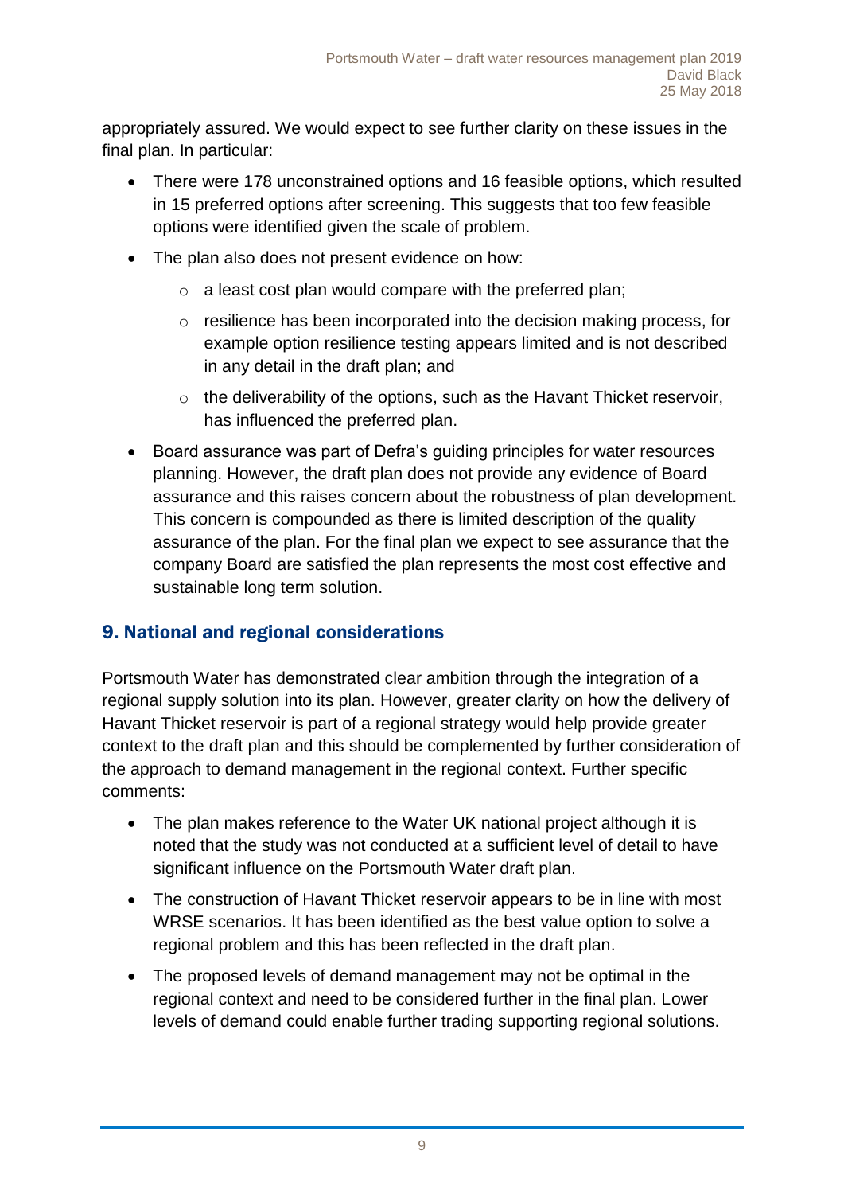appropriately assured. We would expect to see further clarity on these issues in the final plan. In particular:

- There were 178 unconstrained options and 16 feasible options, which resulted in 15 preferred options after screening. This suggests that too few feasible options were identified given the scale of problem.
- The plan also does not present evidence on how:
  - a least cost plan would compare with the preferred plan;
  - resilience has been incorporated into the decision making process, for example option resilience testing appears limited and is not described in any detail in the draft plan; and
  - the deliverability of the options, such as the Havant Thicket reservoir, has influenced the preferred plan.
- Board assurance was part of Defra's guiding principles for water resources planning. However, the draft plan does not provide any evidence of Board assurance and this raises concern about the robustness of plan development. This concern is compounded as there is limited description of the quality assurance of the plan. For the final plan we expect to see assurance that the company Board are satisfied the plan represents the most cost effective and sustainable long term solution.

## 9. National and regional considerations

Portsmouth Water has demonstrated clear ambition through the integration of a regional supply solution into its plan. However, greater clarity on how the delivery of Havant Thicket reservoir is part of a regional strategy would help provide greater context to the draft plan and this should be complemented by further consideration of the approach to demand management in the regional context. Further specific comments:

- The plan makes reference to the Water UK national project although it is noted that the study was not conducted at a sufficient level of detail to have significant influence on the Portsmouth Water draft plan.
- The construction of Havant Thicket reservoir appears to be in line with most WRSE scenarios. It has been identified as the best value option to solve a regional problem and this has been reflected in the draft plan.
- The proposed levels of demand management may not be optimal in the regional context and need to be considered further in the final plan. Lower levels of demand could enable further trading supporting regional solutions.